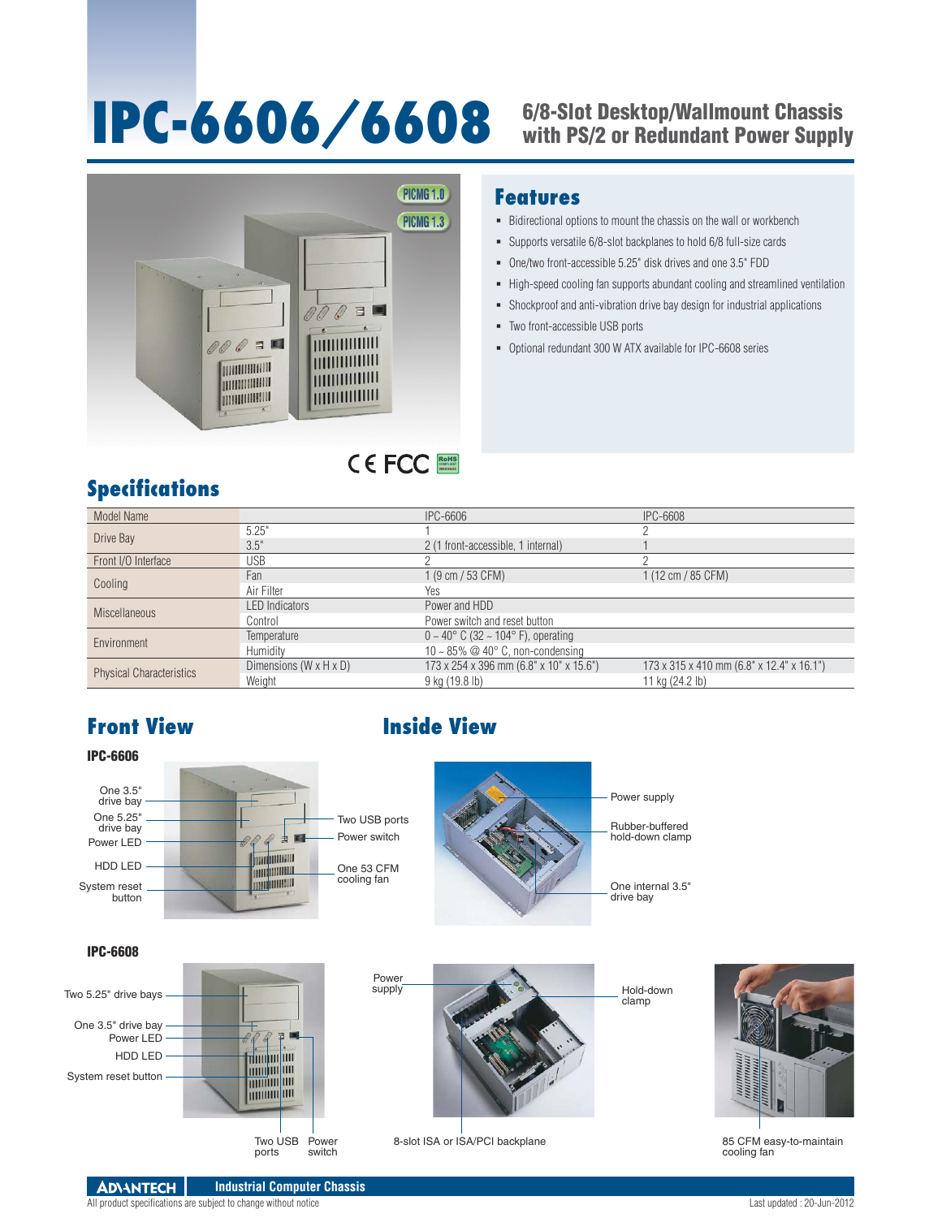# IPC-6606/6608

## 6/8-Slot Desktop/Wallmount Chassis with PS/2 or Redundant Power Supply

## Features

- Bidirectional options to mount the chassis on the wall or workbench
- Supports versatile 6/8-slot backplanes to hold 6/8 full-size cards
- One/two front-accessible 5.25" disk drives and one 3.5" FDD
- High-speed cooling fan supports abundant cooling and streamlined ventilation
- Shockproof and anti-vibration drive bay design for industrial applications
- Two front-accessible USB ports
- Optional redundant 300 W ATX available for IPC-6608 series

## Specifications

| Model Name | | IPC-6606 | IPC-6608 |
|---|---|---|---|
| Drive Bay | 5.25" | 1 | 2 |
| | 3.5" | 2 (1 front-accessible, 1 internal) | 1 |
| Front I/O Interface | USB | 2 | 2 |
| Cooling | Fan | 1 (9 cm / 53 CFM) | 1 (12 cm / 85 CFM) |
| | Air Filter | Yes | |
| Miscellaneous | LED Indicators | Power and HDD | |
| | Control | Power switch and reset button | |
| Environment | Temperature | 0 ~ 40° C (32 ~ 104° F), operating | |
| | Humidity | 10 ~ 85% @ 40° C, non-condensing | |
| Physical Characteristics | Dimensions (W x H x D) | 173 x 254 x 396 mm (6.8" x 10" x 15.6") | 173 x 315 x 410 mm (6.8" x 12.4" x 16.1") |
| | Weight | 9 kg (19.8 lb) | 11 kg (24.2 lb) |

## Front View

### IPC-6606

One 3.5" drive bay
One 5.25" drive bay
Power LED
HDD LED
System reset button
Two USB ports
Power switch
One 53 CFM cooling fan

### IPC-6608

Two 5.25" drive bays
One 3.5" drive bay
Power LED
HDD LED
System reset button
Two USB ports
Power switch

## Inside View

Power supply
Rubber-buffered hold-down clamp
One internal 3.5" drive bay

Power supply
Hold-down clamp
8-slot ISA or ISA/PCI backplane

85 CFM easy-to-maintain cooling fan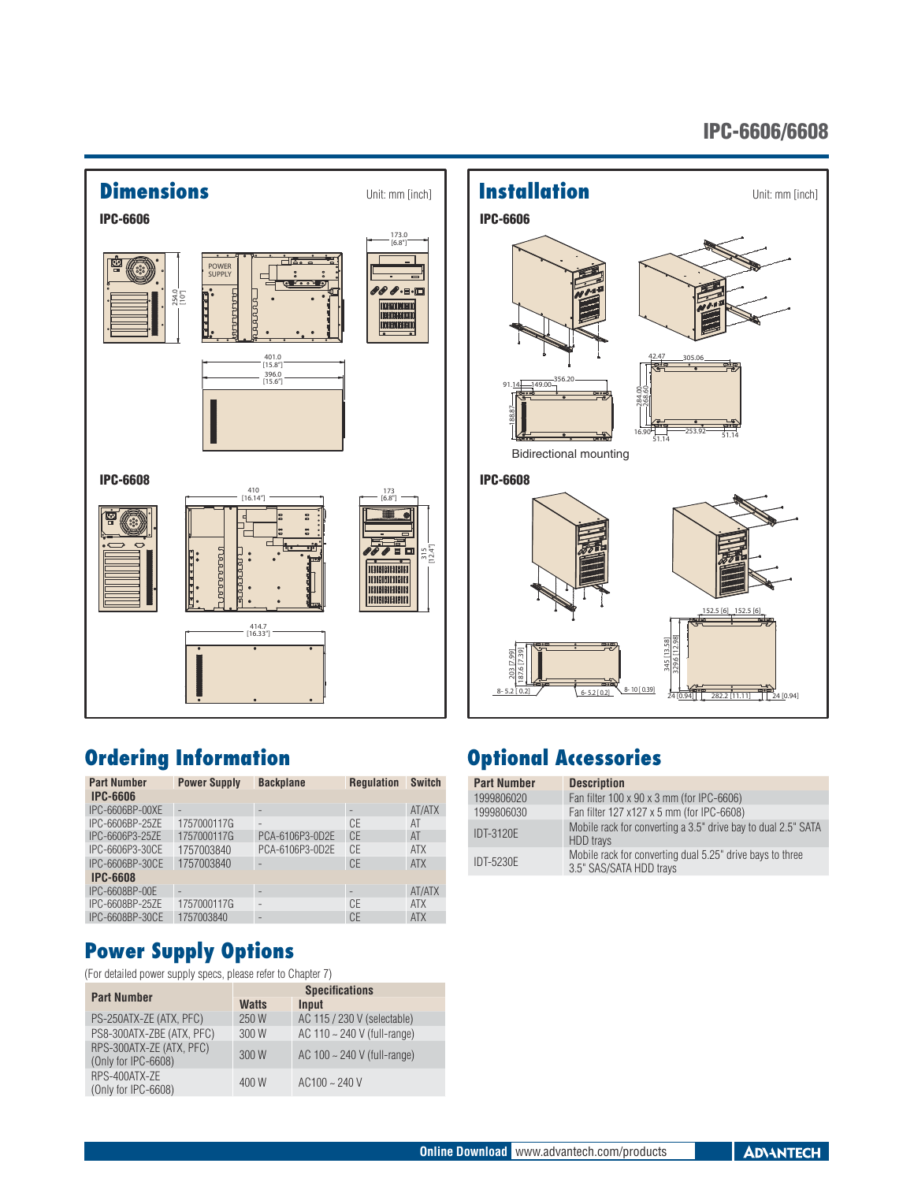## Dimensions

Unit: mm [inch]

### IPC-6606

173.0 [6.8"]

254.0 [10"]

POWER SUPPLY

401.0 [15.8"]

396.0 [15.6"]

### IPC-6608

410 [16.14"]

173 [6.8"]

315 [12.4"]

414.7 [16.33"]

## Installation

Unit: mm [inch]

### IPC-6606

42.47

305.06

91.14

149.00

356.20

188.87

284.00

268.60

16.90

253.92

51.14

51.14

Bidirectional mounting

### IPC-6608

152.5 [6]

152.5 [6]

203 [7.99]

187.6 [7.39]

345 [13.58]

329.6 [12.98]

8- 5.2 [0.2]

6- 5.2 [0.2]

8- 10 [0.39]

24 [0.94]

282.2 [11.11]

24 [0.94]

## Ordering Information

| Part Number | Power Supply | Backplane | Regulation | Switch |
|---|---|---|---|---|
| **IPC-6606** | | | | |
| IPC-6606BP-00XE | - | - | - | AT/ATX |
| IPC-6606BP-25ZE | 1757000117G | - | CE | AT |
| IPC-6606P3-25ZE | 1757000117G | PCA-6106P3-0D2E | CE | AT |
| IPC-6606P3-30CE | 1757003840 | PCA-6106P3-0D2E | CE | ATX |
| IPC-6606BP-30CE | 1757003840 | - | CE | ATX |
| **IPC-6608** | | | | |
| IPC-6608BP-00E | - | - | - | AT/ATX |
| IPC-6608BP-25ZE | 1757000117G | - | CE | ATX |
| IPC-6608BP-30CE | 1757003840 | - | CE | ATX |

## Power Supply Options

(For detailed power supply specs, please refer to Chapter 7)

| Part Number | Specifications | |
|---|---|---|
| | Watts | Input |
| PS-250ATX-ZE (ATX, PFC) | 250 W | AC 115 / 230 V (selectable) |
| PS8-300ATX-ZBE (ATX, PFC) | 300 W | AC 110 ~ 240 V (full-range) |
| RPS-300ATX-ZE (ATX, PFC) (Only for IPC-6608) | 300 W | AC 100 ~ 240 V (full-range) |
| RPS-400ATX-ZE (Only for IPC-6608) | 400 W | AC100 ~ 240 V |

## Optional Accessories

| Part Number | Description |
|---|---|
| 1999806020 | Fan filter 100 x 90 x 3 mm (for IPC-6606) |
| 1999806030 | Fan filter 127 x127 x 5 mm (for IPC-6608) |
| IDT-3120E | Mobile rack for converting a 3.5" drive bay to dual 2.5" SATA HDD trays |
| IDT-5230E | Mobile rack for converting dual 5.25" drive bays to three 3.5" SAS/SATA HDD trays |